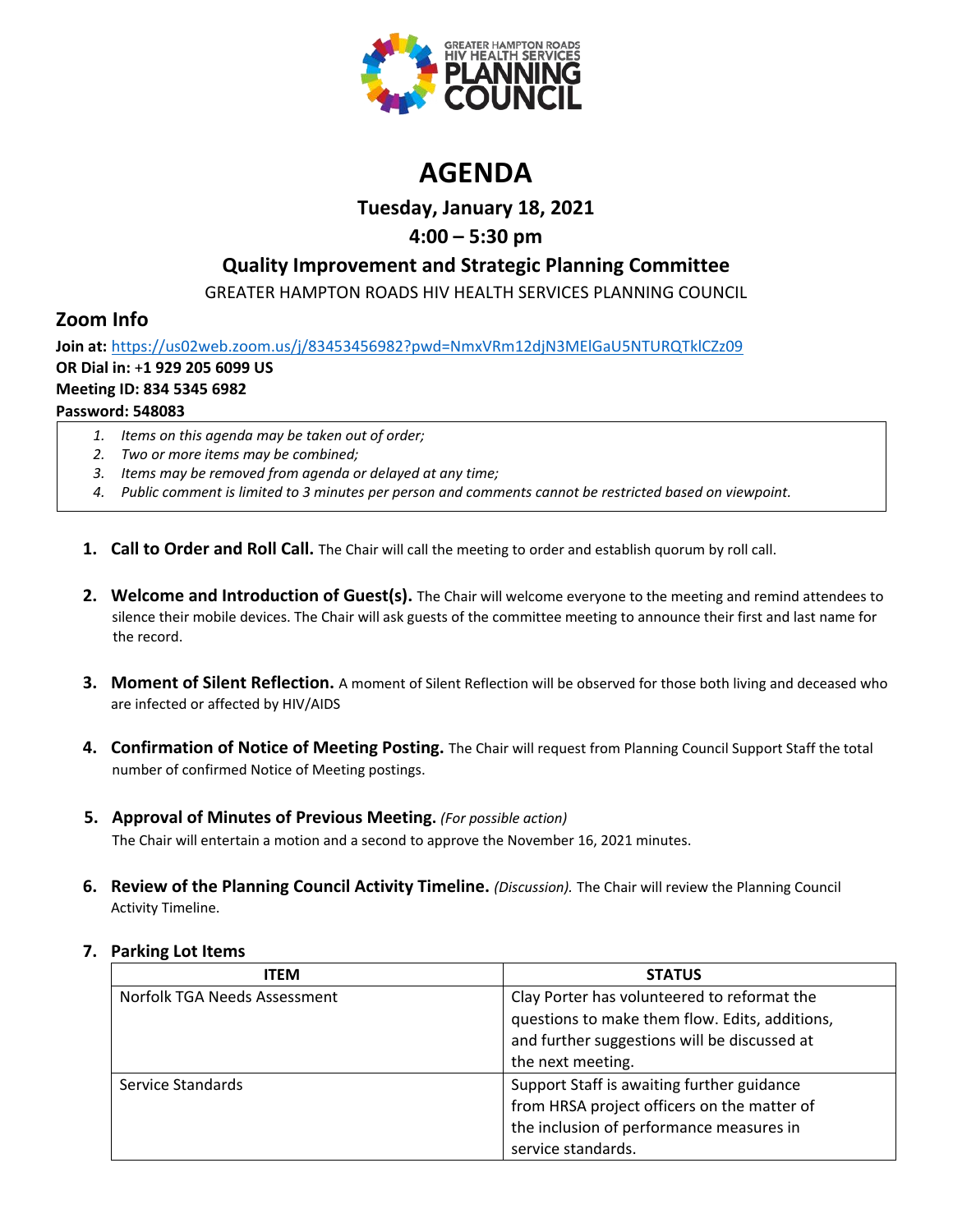GREATER HAMPTON ROADS HIV HEALTH SERVICES PLANNING COUNCIL

# AGENDA

### Tuesday, January 18, 2021

### 4:00 – 5:30 pm

### Quality Improvement and Strategic Planning Committee

GREATER HAMPTON ROADS HIV HEALTH SERVICES PLANNING COUNCIL

## Zoom Info

**Join at:** https://us02web.zoom.us/j/83453456982?pwd=NmxVRm12djN3MElGaU5NTURQTklCZz09
**OR Dial in:** +**1 929 205 6099 US**
**Meeting ID: 834 5345 6982**
**Password: 548083**

1. *Items on this agenda may be taken out of order;*
2. *Two or more items may be combined;*
3. *Items may be removed from agenda or delayed at any time;*
4. *Public comment is limited to 3 minutes per person and comments cannot be restricted based on viewpoint.*

1. **Call to Order and Roll Call.** The Chair will call the meeting to order and establish quorum by roll call.

2. **Welcome and Introduction of Guest(s).** The Chair will welcome everyone to the meeting and remind attendees to silence their mobile devices. The Chair will ask guests of the committee meeting to announce their first and last name for the record.

3. **Moment of Silent Reflection.** A moment of Silent Reflection will be observed for those both living and deceased who are infected or affected by HIV/AIDS

4. **Confirmation of Notice of Meeting Posting.** The Chair will request from Planning Council Support Staff the total number of confirmed Notice of Meeting postings.

5. **Approval of Minutes of Previous Meeting.** *(For possible action)*
   The Chair will entertain a motion and a second to approve the November 16, 2021 minutes.

6. **Review of the Planning Council Activity Timeline.** *(Discussion).* The Chair will review the Planning Council Activity Timeline.

7. **Parking Lot Items**

| ITEM | STATUS |
|---|---|
| Norfolk TGA Needs Assessment | Clay Porter has volunteered to reformat the questions to make them flow. Edits, additions, and further suggestions will be discussed at the next meeting. |
| Service Standards | Support Staff is awaiting further guidance from HRSA project officers on the matter of the inclusion of performance measures in service standards. |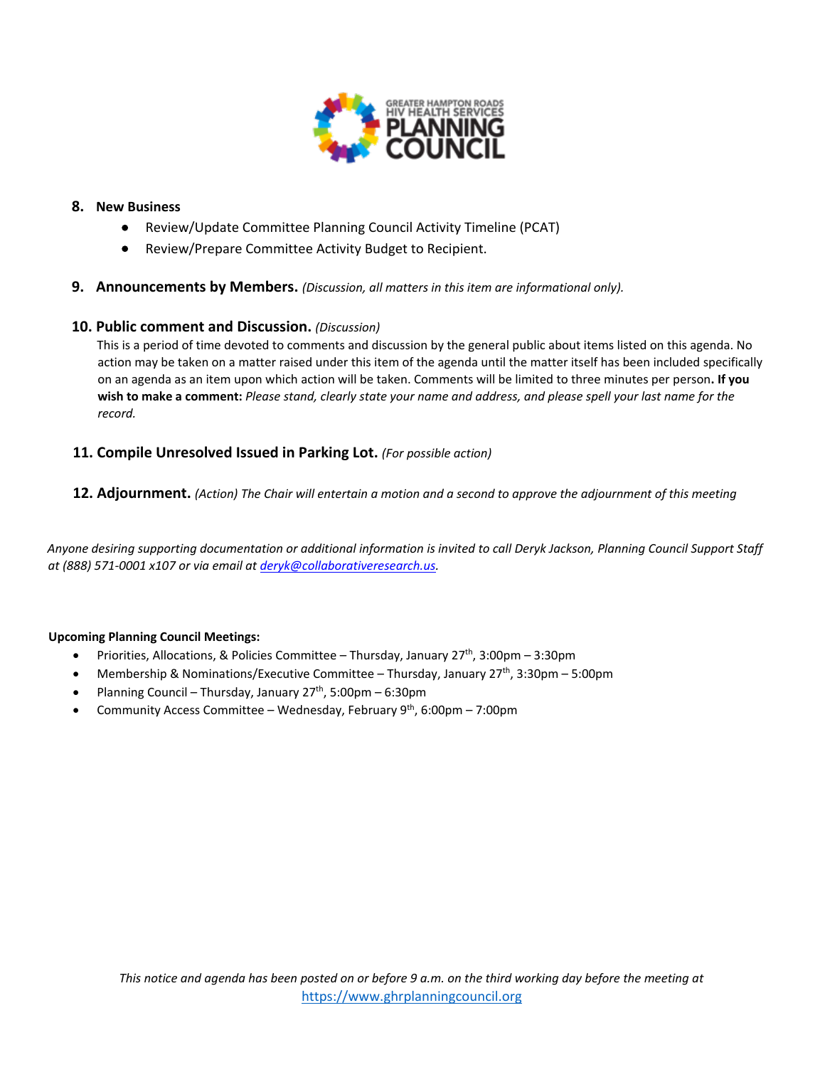GREATER HAMPTON ROADS HIV HEALTH SERVICES PLANNING COUNCIL

8. **New Business**
   - Review/Update Committee Planning Council Activity Timeline (PCAT)
   - Review/Prepare Committee Activity Budget to Recipient.

9. **Announcements by Members.** *(Discussion, all matters in this item are informational only).*

10. **Public comment and Discussion.** *(Discussion)*
    This is a period of time devoted to comments and discussion by the general public about items listed on this agenda. No action may be taken on a matter raised under this item of the agenda until the matter itself has been included specifically on an agenda as an item upon which action will be taken. Comments will be limited to three minutes per person**. If you wish to make a comment:** *Please stand, clearly state your name and address, and please spell your last name for the record.*

11. **Compile Unresolved Issued in Parking Lot.** *(For possible action)*

12. **Adjournment.** *(Action) The Chair will entertain a motion and a second to approve the adjournment of this meeting*

*Anyone desiring supporting documentation or additional information is invited to call Deryk Jackson, Planning Council Support Staff at (888) 571-0001 x107 or via email at [deryk@collaborativeresearch.us](mailto:deryk@collaborativeresearch.us).*

**Upcoming Planning Council Meetings:**

- Priorities, Allocations, & Policies Committee – Thursday, January 27th, 3:00pm – 3:30pm
- Membership & Nominations/Executive Committee – Thursday, January 27th, 3:30pm – 5:00pm
- Planning Council – Thursday, January 27th, 5:00pm – 6:30pm
- Community Access Committee – Wednesday, February 9th, 6:00pm – 7:00pm

*This notice and agenda has been posted on or before 9 a.m. on the third working day before the meeting at* [https://www.ghrplanningcouncil.org](https://www.ghrplanningcouncil.org)